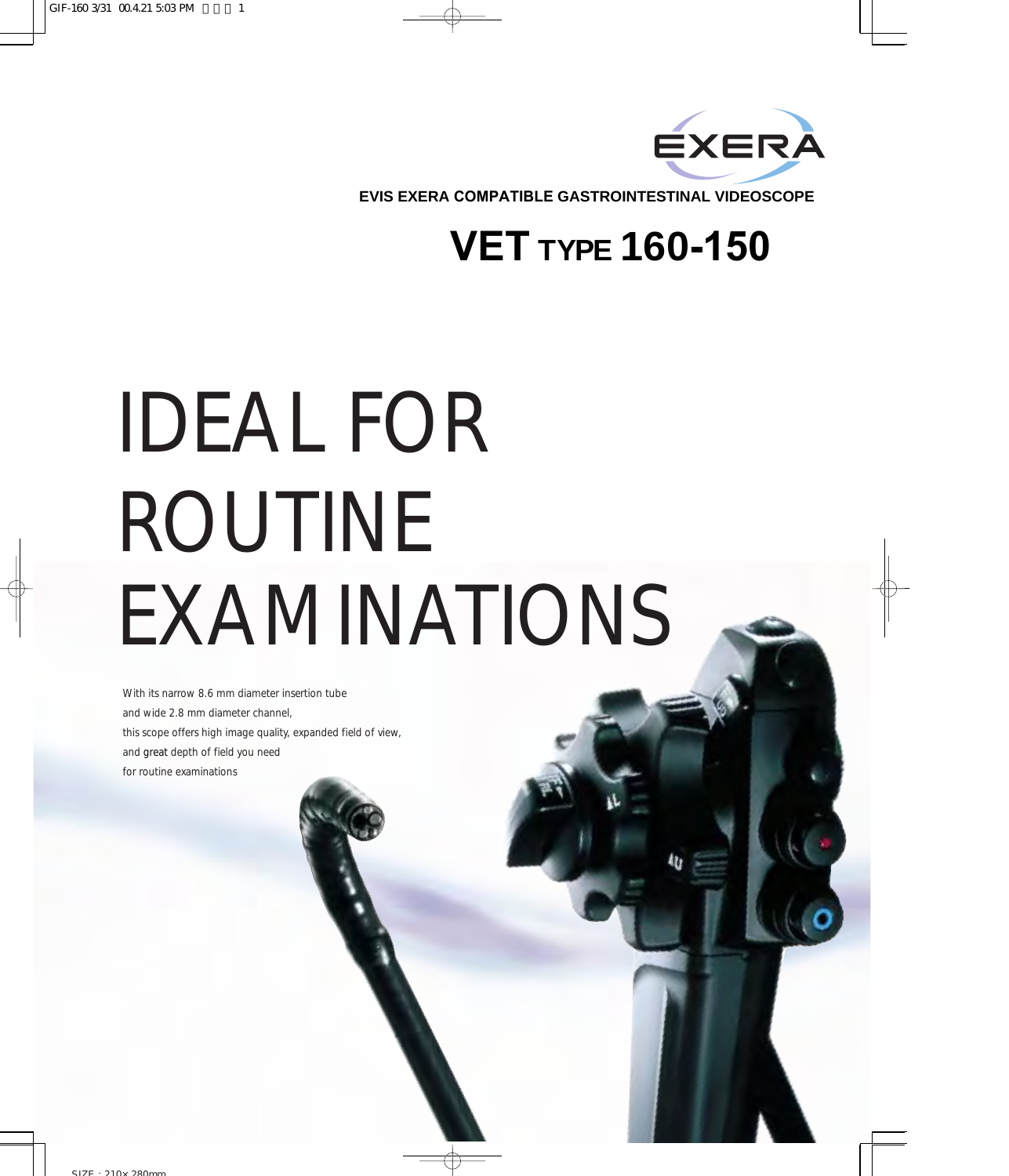EXERA

EVIS EXERA COMPATIBLE GASTROINTESTINAL VIDEOSCOPE

# VET TYPE 160-150

# IDEAL FOR ROUTINE EXAMINATIONS

With its narrow 8.6 mm diameter insertion tube
and wide 2.8 mm diameter channel,
this scope offers high image quality, expanded field of view,
and great depth of field you need
for routine examinations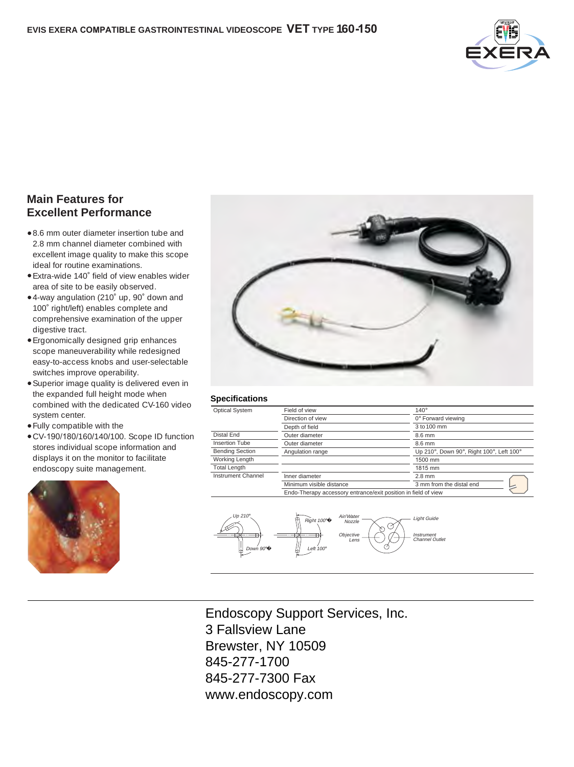# EVIS EXERA COMPATIBLE GASTROINTESTINAL VIDEOSCOPE VET TYPE 160-150

## Main Features for Excellent Performance

- 8.6 mm outer diameter insertion tube and 2.8 mm channel diameter combined with excellent image quality to make this scope ideal for routine examinations.
- Extra-wide 140˚ field of view enables wider area of site to be easily observed.
- 4-way angulation (210˚ up, 90˚ down and 100˚ right/left) enables complete and comprehensive examination of the upper digestive tract.
- Ergonomically designed grip enhances scope maneuverability while redesigned easy-to-access knobs and user-selectable switches improve operability.
- Superior image quality is delivered even in the expanded full height mode when combined with the dedicated CV-160 video system center.
- Fully compatible with the
- CV-190/180/160/140/100. Scope ID function stores individual scope information and displays it on the monitor to facilitate endoscopy suite management.

### Specifications

| | | |
|---|---|---|
| Optical System | Field of view | 140° |
| | Direction of view | 0° Forward viewing |
| | Depth of field | 3 to 100 mm |
| Distal End | Outer diameter | 8.6 mm |
| Insertion Tube | Outer diameter | 8.6 mm |
| Bending Section | Angulation range | Up 210°, Down 90°, Right 100°, Left 100° |
| Working Length | | 1500 mm |
| Total Length | | 1815 mm |
| Instrument Channel | Inner diameter | 2.8 mm |
| | Minimum visible distance | 3 mm from the distal end |
| | Endo-Therapy accessory entrance/exit position in field of view | |

Up 210°
Down 90°
Right 100°
Left 100°
Air/Water Nozzle
Objective Lens
Light Guide
Instrument Channel Outlet

Endoscopy Support Services, Inc.
3 Fallsview Lane
Brewster, NY 10509
845-277-1700
845-277-7300 Fax
www.endoscopy.com